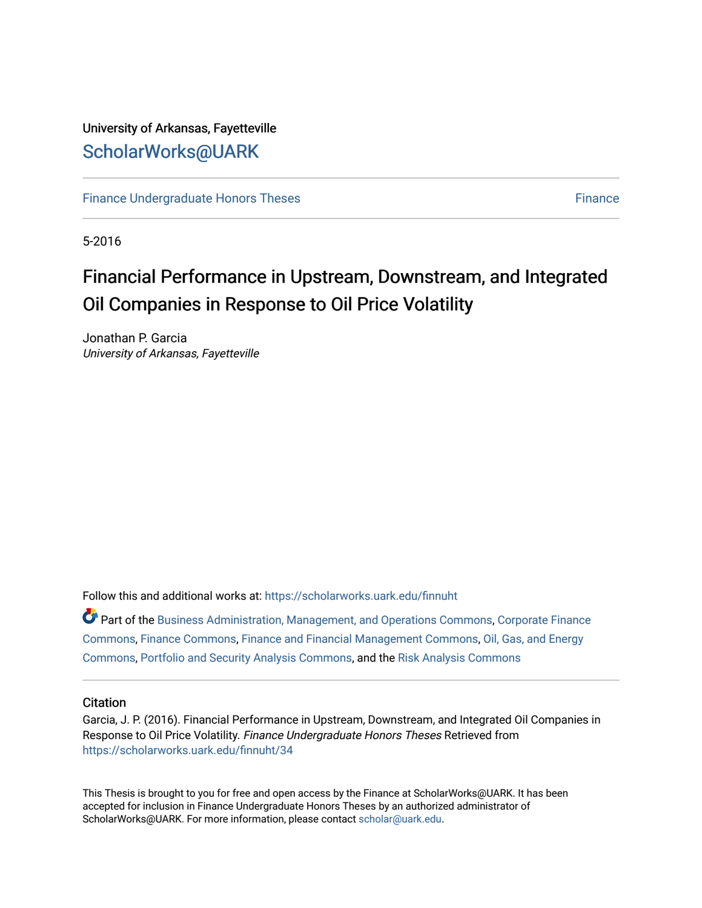University of Arkansas, Fayetteville

ScholarWorks@UARK

Finance Undergraduate Honors Theses | Finance

5-2016

# Financial Performance in Upstream, Downstream, and Integrated Oil Companies in Response to Oil Price Volatility

Jonathan P. Garcia

*University of Arkansas, Fayetteville*

Follow this and additional works at: https://scholarworks.uark.edu/finnuht

Part of the Business Administration, Management, and Operations Commons, Corporate Finance Commons, Finance Commons, Finance and Financial Management Commons, Oil, Gas, and Energy Commons, Portfolio and Security Analysis Commons, and the Risk Analysis Commons

## Citation

Garcia, J. P. (2016). Financial Performance in Upstream, Downstream, and Integrated Oil Companies in Response to Oil Price Volatility. *Finance Undergraduate Honors Theses* Retrieved from https://scholarworks.uark.edu/finnuht/34

This Thesis is brought to you for free and open access by the Finance at ScholarWorks@UARK. It has been accepted for inclusion in Finance Undergraduate Honors Theses by an authorized administrator of ScholarWorks@UARK. For more information, please contact scholar@uark.edu.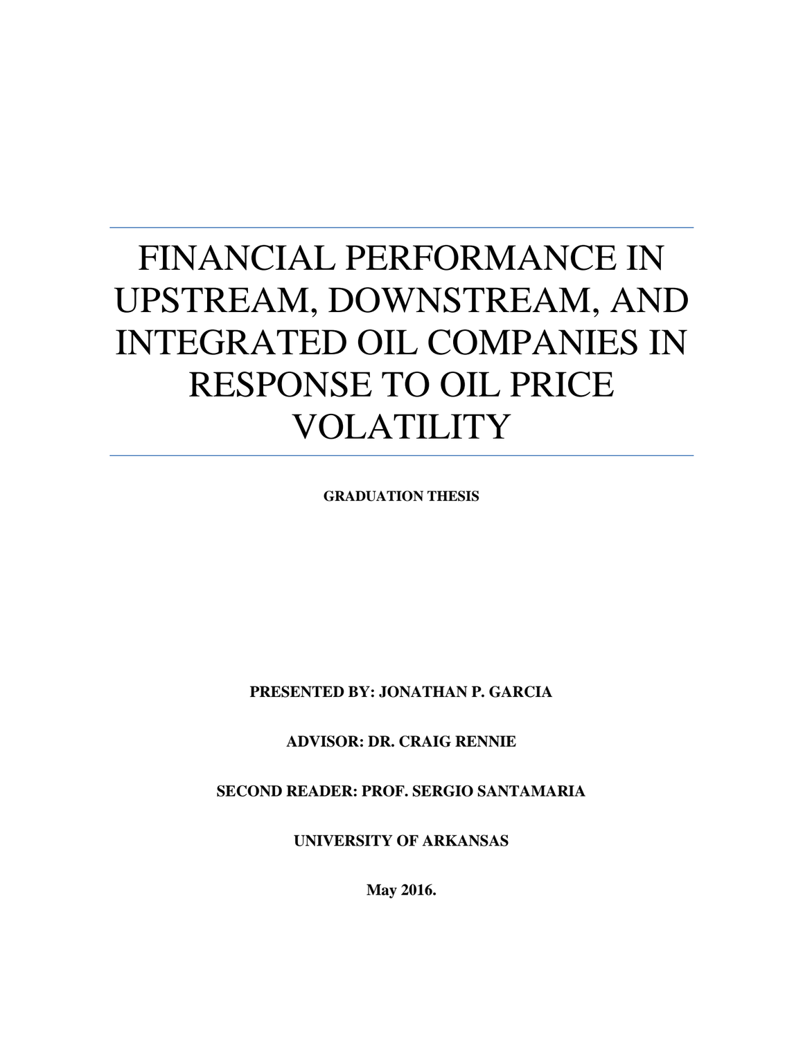# FINANCIAL PERFORMANCE IN UPSTREAM, DOWNSTREAM, AND INTEGRATED OIL COMPANIES IN RESPONSE TO OIL PRICE VOLATILITY

**GRADUATION THESIS**

**PRESENTED BY: JONATHAN P. GARCIA**

**ADVISOR: DR. CRAIG RENNIE**

**SECOND READER: PROF. SERGIO SANTAMARIA**

**UNIVERSITY OF ARKANSAS**

**May 2016.**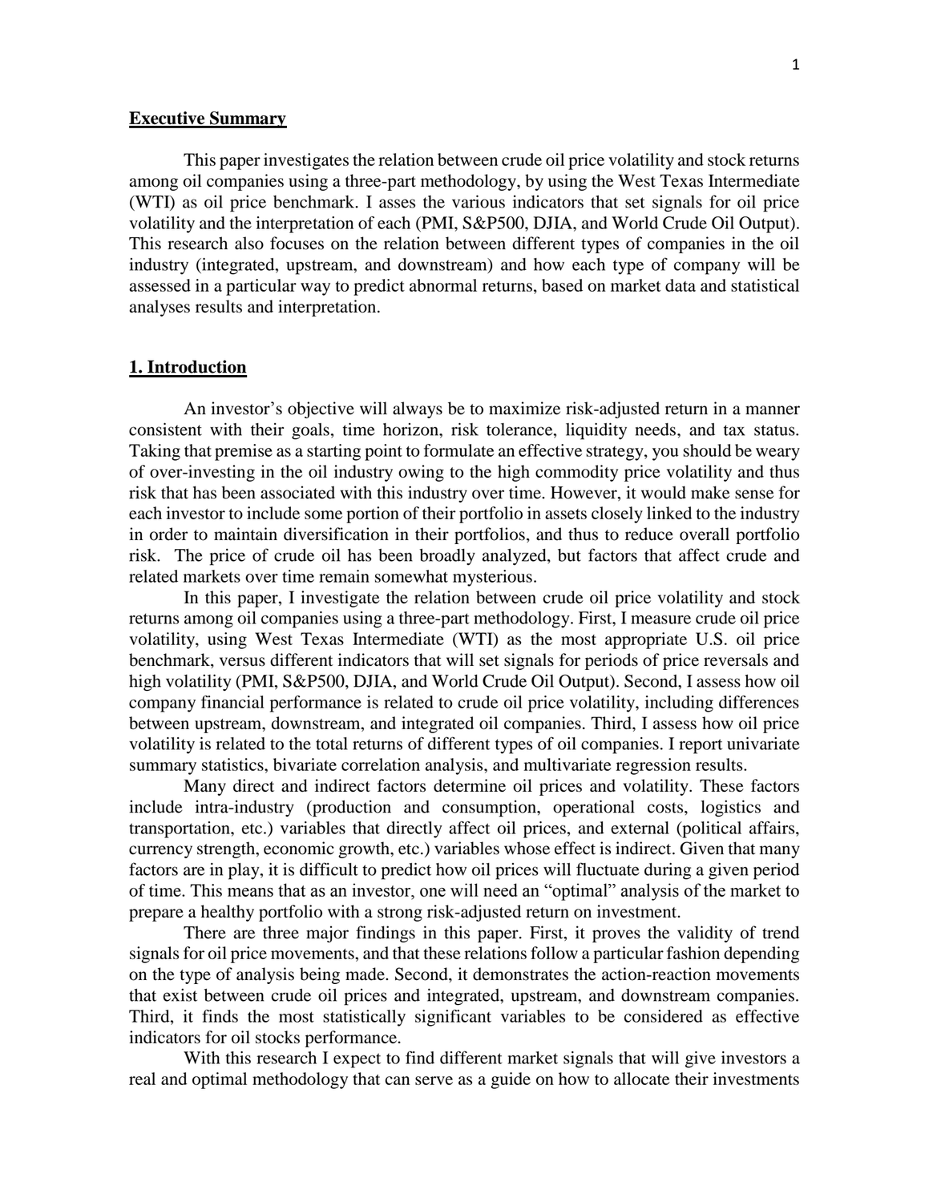## Executive Summary

This paper investigates the relation between crude oil price volatility and stock returns among oil companies using a three-part methodology, by using the West Texas Intermediate (WTI) as oil price benchmark. I asses the various indicators that set signals for oil price volatility and the interpretation of each (PMI, S&P500, DJIA, and World Crude Oil Output). This research also focuses on the relation between different types of companies in the oil industry (integrated, upstream, and downstream) and how each type of company will be assessed in a particular way to predict abnormal returns, based on market data and statistical analyses results and interpretation.

## 1. Introduction

An investor's objective will always be to maximize risk-adjusted return in a manner consistent with their goals, time horizon, risk tolerance, liquidity needs, and tax status. Taking that premise as a starting point to formulate an effective strategy, you should be weary of over-investing in the oil industry owing to the high commodity price volatility and thus risk that has been associated with this industry over time. However, it would make sense for each investor to include some portion of their portfolio in assets closely linked to the industry in order to maintain diversification in their portfolios, and thus to reduce overall portfolio risk. The price of crude oil has been broadly analyzed, but factors that affect crude and related markets over time remain somewhat mysterious.

In this paper, I investigate the relation between crude oil price volatility and stock returns among oil companies using a three-part methodology. First, I measure crude oil price volatility, using West Texas Intermediate (WTI) as the most appropriate U.S. oil price benchmark, versus different indicators that will set signals for periods of price reversals and high volatility (PMI, S&P500, DJIA, and World Crude Oil Output). Second, I assess how oil company financial performance is related to crude oil price volatility, including differences between upstream, downstream, and integrated oil companies. Third, I assess how oil price volatility is related to the total returns of different types of oil companies. I report univariate summary statistics, bivariate correlation analysis, and multivariate regression results.

Many direct and indirect factors determine oil prices and volatility. These factors include intra-industry (production and consumption, operational costs, logistics and transportation, etc.) variables that directly affect oil prices, and external (political affairs, currency strength, economic growth, etc.) variables whose effect is indirect. Given that many factors are in play, it is difficult to predict how oil prices will fluctuate during a given period of time. This means that as an investor, one will need an "optimal" analysis of the market to prepare a healthy portfolio with a strong risk-adjusted return on investment.

There are three major findings in this paper. First, it proves the validity of trend signals for oil price movements, and that these relations follow a particular fashion depending on the type of analysis being made. Second, it demonstrates the action-reaction movements that exist between crude oil prices and integrated, upstream, and downstream companies. Third, it finds the most statistically significant variables to be considered as effective indicators for oil stocks performance.

With this research I expect to find different market signals that will give investors a real and optimal methodology that can serve as a guide on how to allocate their investments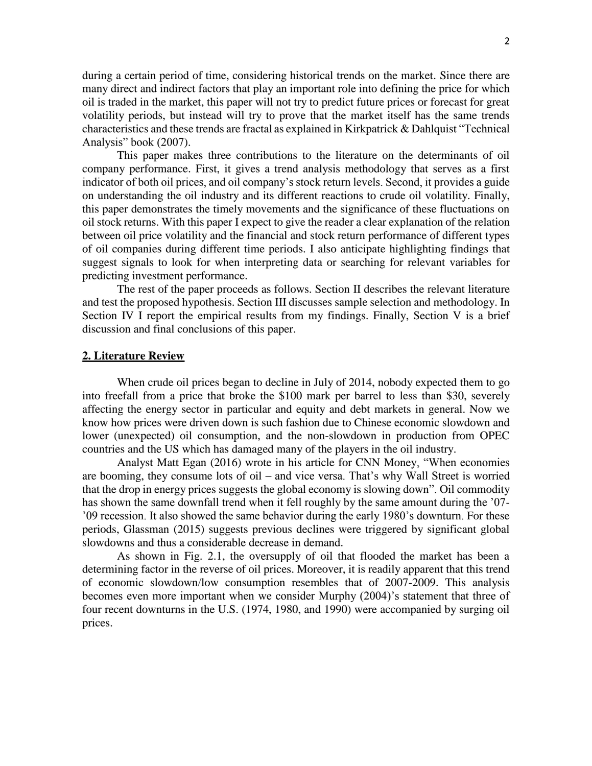during a certain period of time, considering historical trends on the market. Since there are many direct and indirect factors that play an important role into defining the price for which oil is traded in the market, this paper will not try to predict future prices or forecast for great volatility periods, but instead will try to prove that the market itself has the same trends characteristics and these trends are fractal as explained in Kirkpatrick & Dahlquist "Technical Analysis" book (2007).

This paper makes three contributions to the literature on the determinants of oil company performance. First, it gives a trend analysis methodology that serves as a first indicator of both oil prices, and oil company's stock return levels. Second, it provides a guide on understanding the oil industry and its different reactions to crude oil volatility. Finally, this paper demonstrates the timely movements and the significance of these fluctuations on oil stock returns. With this paper I expect to give the reader a clear explanation of the relation between oil price volatility and the financial and stock return performance of different types of oil companies during different time periods. I also anticipate highlighting findings that suggest signals to look for when interpreting data or searching for relevant variables for predicting investment performance.

The rest of the paper proceeds as follows. Section II describes the relevant literature and test the proposed hypothesis. Section III discusses sample selection and methodology. In Section IV I report the empirical results from my findings. Finally, Section V is a brief discussion and final conclusions of this paper.

## 2. Literature Review

When crude oil prices began to decline in July of 2014, nobody expected them to go into freefall from a price that broke the $100 mark per barrel to less than $30, severely affecting the energy sector in particular and equity and debt markets in general. Now we know how prices were driven down is such fashion due to Chinese economic slowdown and lower (unexpected) oil consumption, and the non-slowdown in production from OPEC countries and the US which has damaged many of the players in the oil industry.

Analyst Matt Egan (2016) wrote in his article for CNN Money, "When economies are booming, they consume lots of oil – and vice versa. That's why Wall Street is worried that the drop in energy prices suggests the global economy is slowing down". Oil commodity has shown the same downfall trend when it fell roughly by the same amount during the '07-'09 recession. It also showed the same behavior during the early 1980's downturn. For these periods, Glassman (2015) suggests previous declines were triggered by significant global slowdowns and thus a considerable decrease in demand.

As shown in Fig. 2.1, the oversupply of oil that flooded the market has been a determining factor in the reverse of oil prices. Moreover, it is readily apparent that this trend of economic slowdown/low consumption resembles that of 2007-2009. This analysis becomes even more important when we consider Murphy (2004)'s statement that three of four recent downturns in the U.S. (1974, 1980, and 1990) were accompanied by surging oil prices.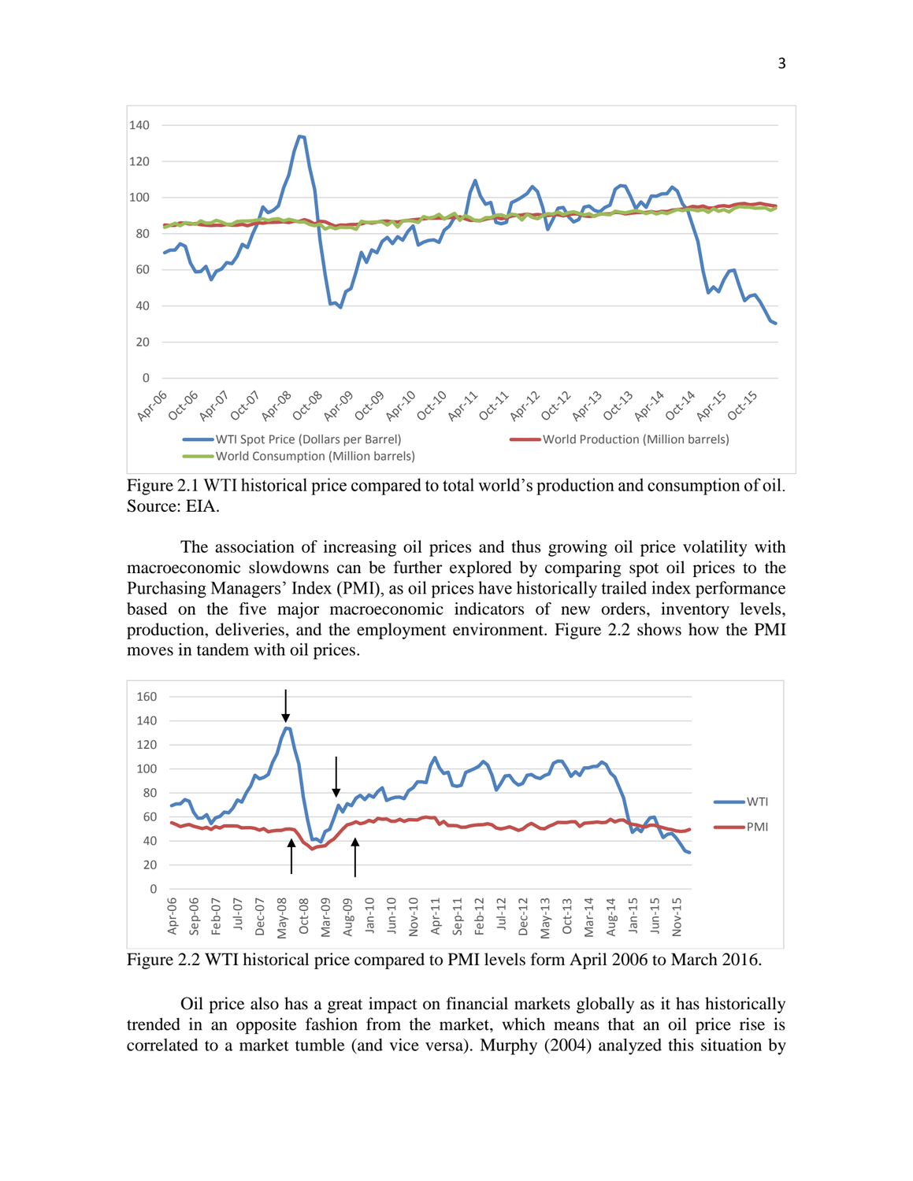Figure 2.1 WTI historical price compared to total world's production and consumption of oil. Source: EIA.

The association of increasing oil prices and thus growing oil price volatility with macroeconomic slowdowns can be further explored by comparing spot oil prices to the Purchasing Managers' Index (PMI), as oil prices have historically trailed index performance based on the five major macroeconomic indicators of new orders, inventory levels, production, deliveries, and the employment environment. Figure 2.2 shows how the PMI moves in tandem with oil prices.

Figure 2.2 WTI historical price compared to PMI levels form April 2006 to March 2016.

Oil price also has a great impact on financial markets globally as it has historically trended in an opposite fashion from the market, which means that an oil price rise is correlated to a market tumble (and vice versa). Murphy (2004) analyzed this situation by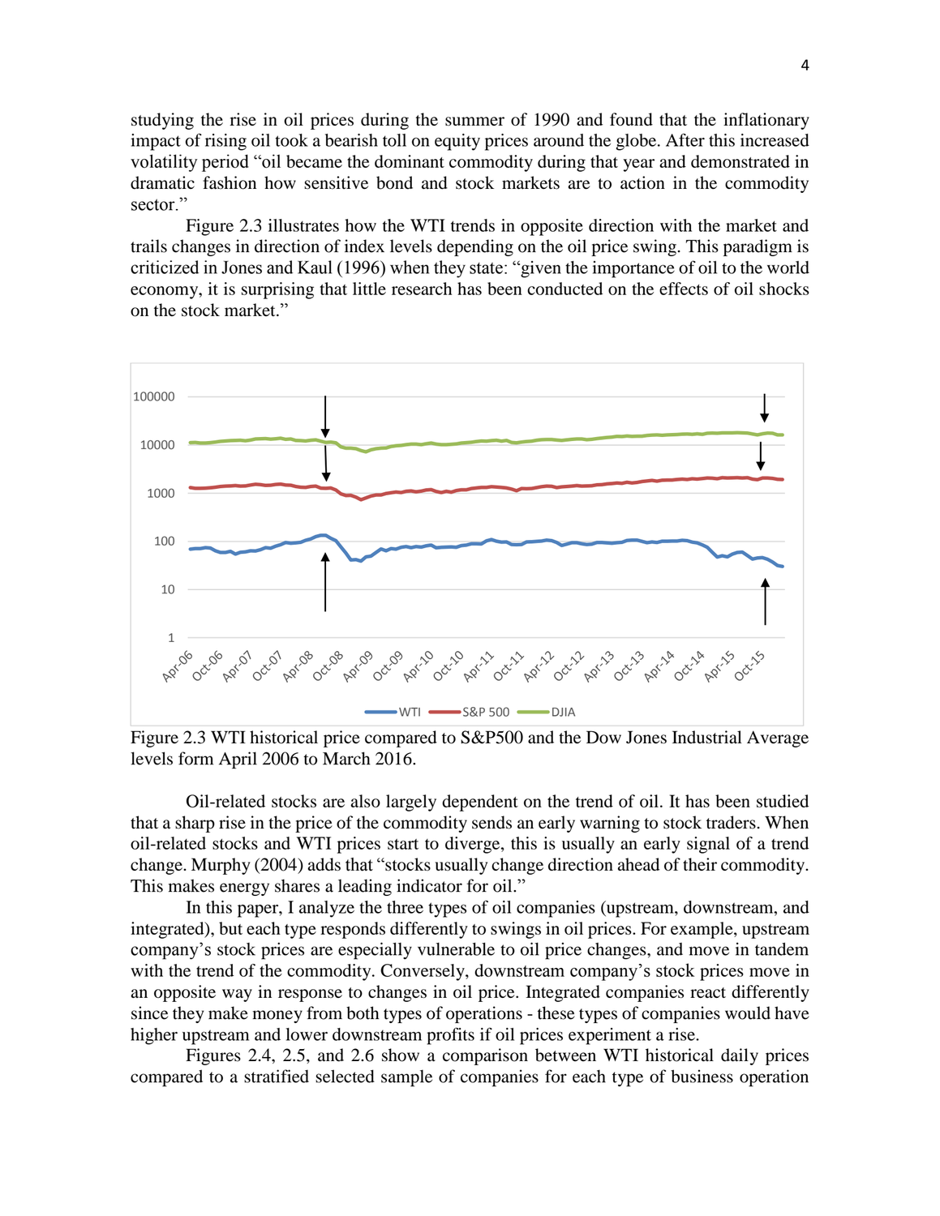studying the rise in oil prices during the summer of 1990 and found that the inflationary impact of rising oil took a bearish toll on equity prices around the globe. After this increased volatility period "oil became the dominant commodity during that year and demonstrated in dramatic fashion how sensitive bond and stock markets are to action in the commodity sector."

Figure 2.3 illustrates how the WTI trends in opposite direction with the market and trails changes in direction of index levels depending on the oil price swing. This paradigm is criticized in Jones and Kaul (1996) when they state: "given the importance of oil to the world economy, it is surprising that little research has been conducted on the effects of oil shocks on the stock market."

Figure 2.3 WTI historical price compared to S&P500 and the Dow Jones Industrial Average levels form April 2006 to March 2016.

Oil-related stocks are also largely dependent on the trend of oil. It has been studied that a sharp rise in the price of the commodity sends an early warning to stock traders. When oil-related stocks and WTI prices start to diverge, this is usually an early signal of a trend change. Murphy (2004) adds that "stocks usually change direction ahead of their commodity. This makes energy shares a leading indicator for oil."

In this paper, I analyze the three types of oil companies (upstream, downstream, and integrated), but each type responds differently to swings in oil prices. For example, upstream company's stock prices are especially vulnerable to oil price changes, and move in tandem with the trend of the commodity. Conversely, downstream company's stock prices move in an opposite way in response to changes in oil price. Integrated companies react differently since they make money from both types of operations - these types of companies would have higher upstream and lower downstream profits if oil prices experiment a rise.

Figures 2.4, 2.5, and 2.6 show a comparison between WTI historical daily prices compared to a stratified selected sample of companies for each type of business operation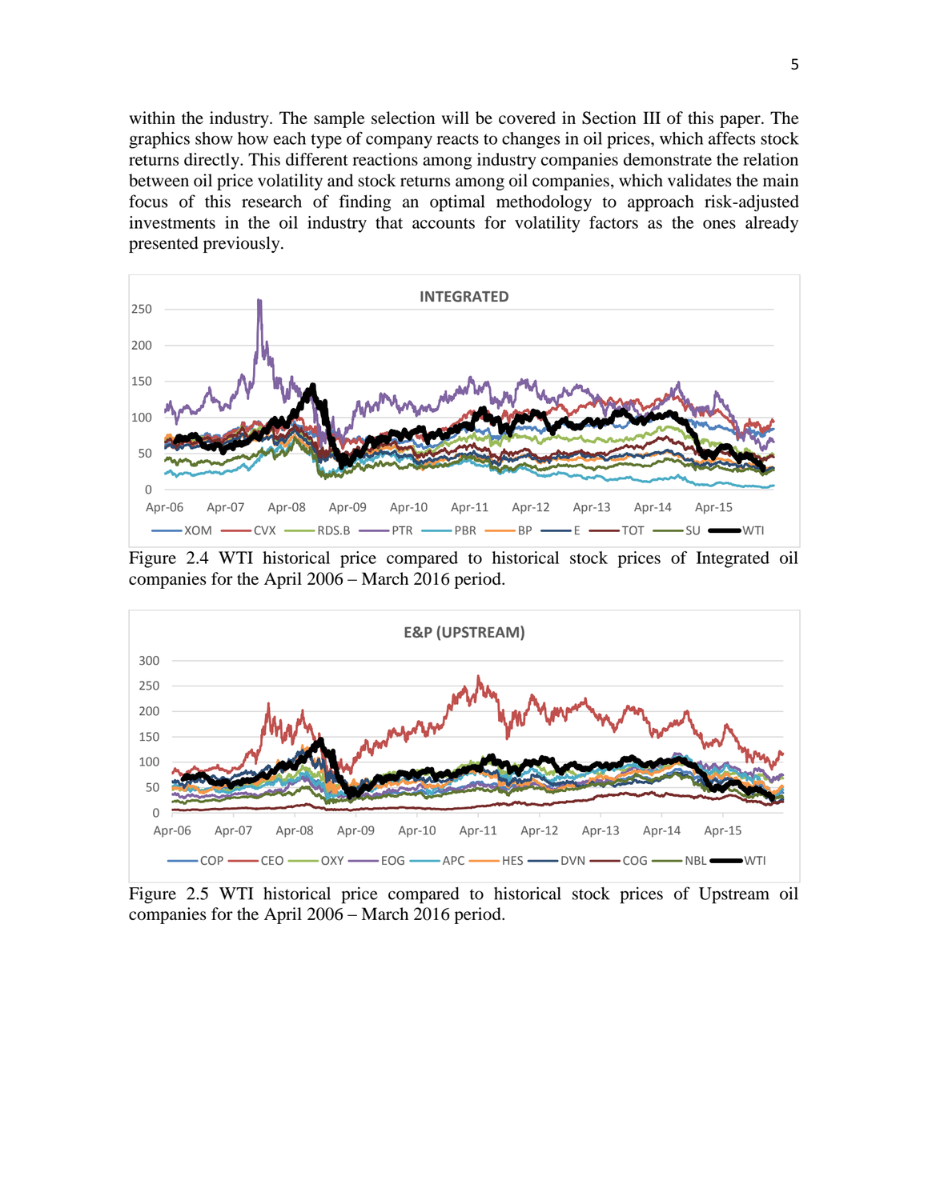within the industry. The sample selection will be covered in Section III of this paper. The graphics show how each type of company reacts to changes in oil prices, which affects stock returns directly. This different reactions among industry companies demonstrate the relation between oil price volatility and stock returns among oil companies, which validates the main focus of this research of finding an optimal methodology to approach risk-adjusted investments in the oil industry that accounts for volatility factors as the ones already presented previously.

Figure 2.4 WTI historical price compared to historical stock prices of Integrated oil companies for the April 2006 – March 2016 period.

Figure 2.5 WTI historical price compared to historical stock prices of Upstream oil companies for the April 2006 – March 2016 period.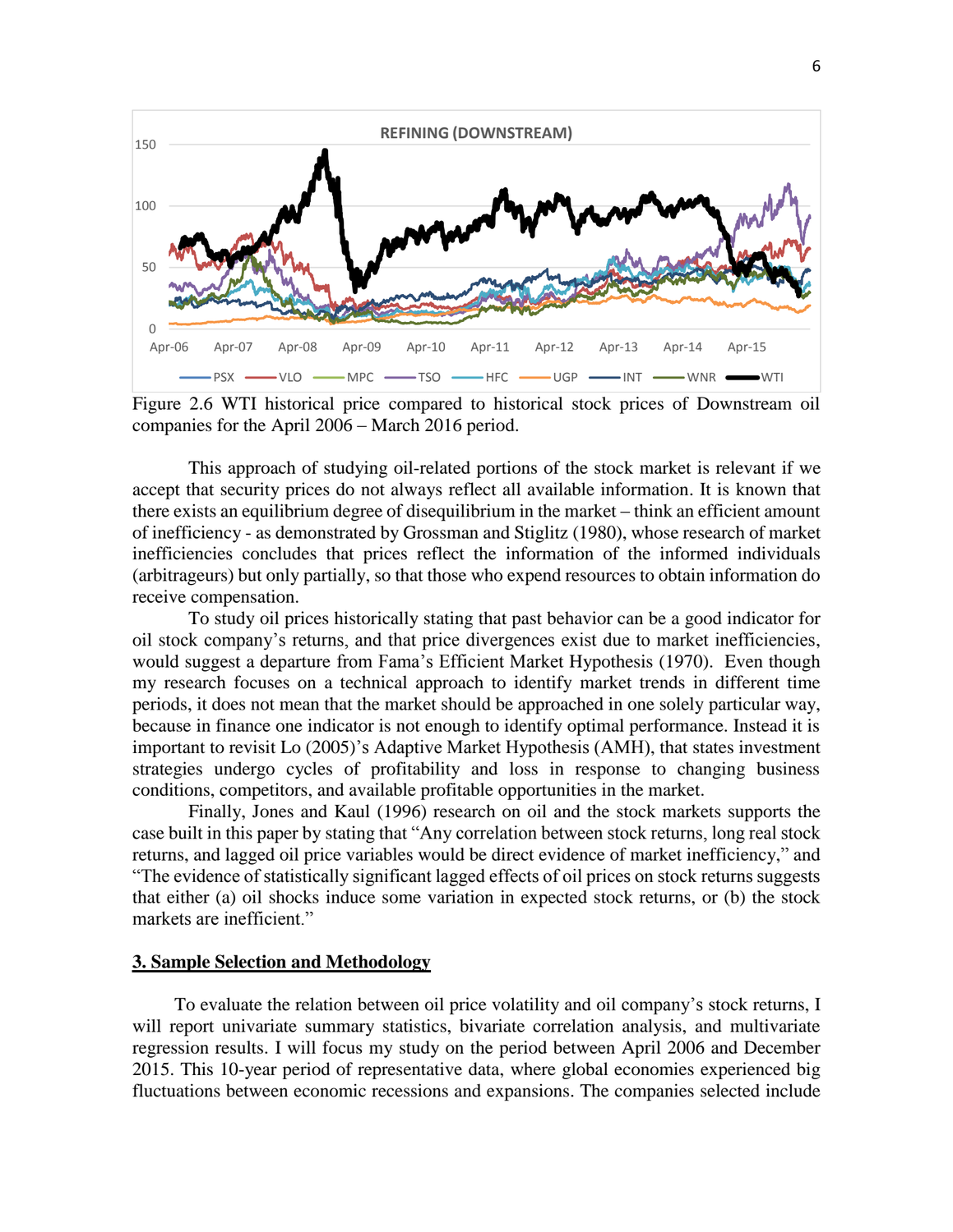Figure 2.6 WTI historical price compared to historical stock prices of Downstream oil companies for the April 2006 – March 2016 period.

This approach of studying oil-related portions of the stock market is relevant if we accept that security prices do not always reflect all available information. It is known that there exists an equilibrium degree of disequilibrium in the market – think an efficient amount of inefficiency - as demonstrated by Grossman and Stiglitz (1980), whose research of market inefficiencies concludes that prices reflect the information of the informed individuals (arbitrageurs) but only partially, so that those who expend resources to obtain information do receive compensation.

To study oil prices historically stating that past behavior can be a good indicator for oil stock company's returns, and that price divergences exist due to market inefficiencies, would suggest a departure from Fama's Efficient Market Hypothesis (1970). Even though my research focuses on a technical approach to identify market trends in different time periods, it does not mean that the market should be approached in one solely particular way, because in finance one indicator is not enough to identify optimal performance. Instead it is important to revisit Lo (2005)'s Adaptive Market Hypothesis (AMH), that states investment strategies undergo cycles of profitability and loss in response to changing business conditions, competitors, and available profitable opportunities in the market.

Finally, Jones and Kaul (1996) research on oil and the stock markets supports the case built in this paper by stating that "Any correlation between stock returns, long real stock returns, and lagged oil price variables would be direct evidence of market inefficiency," and "The evidence of statistically significant lagged effects of oil prices on stock returns suggests that either (a) oil shocks induce some variation in expected stock returns, or (b) the stock markets are inefficient."

## 3. Sample Selection and Methodology

To evaluate the relation between oil price volatility and oil company's stock returns, I will report univariate summary statistics, bivariate correlation analysis, and multivariate regression results. I will focus my study on the period between April 2006 and December 2015. This 10-year period of representative data, where global economies experienced big fluctuations between economic recessions and expansions. The companies selected include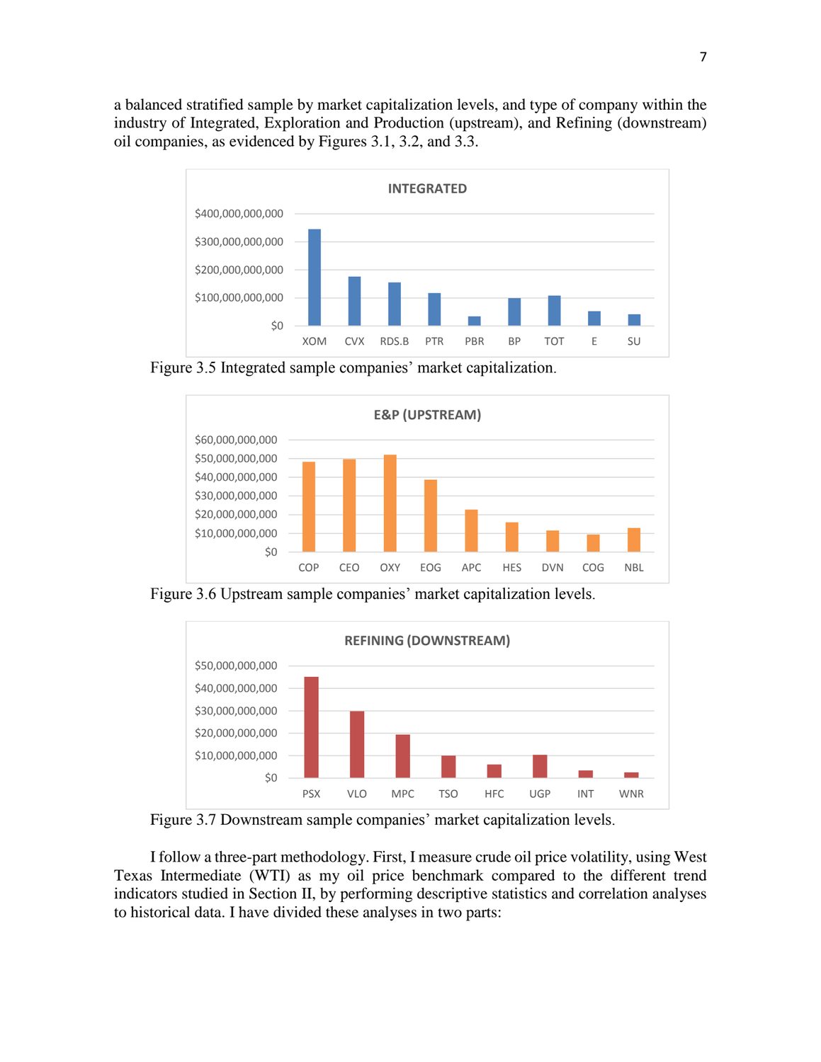a balanced stratified sample by market capitalization levels, and type of company within the industry of Integrated, Exploration and Production (upstream), and Refining (downstream) oil companies, as evidenced by Figures 3.1, 3.2, and 3.3.

Figure 3.5 Integrated sample companies' market capitalization.

Figure 3.6 Upstream sample companies' market capitalization levels.

Figure 3.7 Downstream sample companies' market capitalization levels.

I follow a three-part methodology. First, I measure crude oil price volatility, using West Texas Intermediate (WTI) as my oil price benchmark compared to the different trend indicators studied in Section II, by performing descriptive statistics and correlation analyses to historical data. I have divided these analyses in two parts: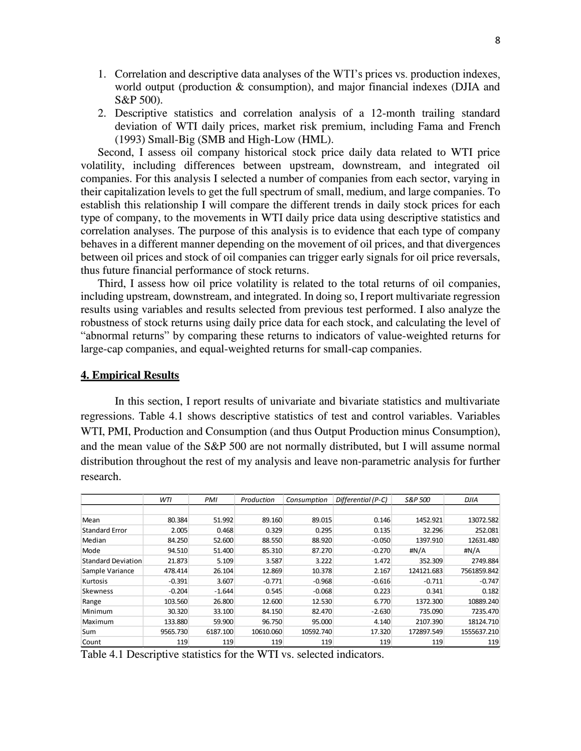1. Correlation and descriptive data analyses of the WTI's prices vs. production indexes, world output (production & consumption), and major financial indexes (DJIA and S&P 500).
2. Descriptive statistics and correlation analysis of a 12-month trailing standard deviation of WTI daily prices, market risk premium, including Fama and French (1993) Small-Big (SMB and High-Low (HML).

Second, I assess oil company historical stock price daily data related to WTI price volatility, including differences between upstream, downstream, and integrated oil companies. For this analysis I selected a number of companies from each sector, varying in their capitalization levels to get the full spectrum of small, medium, and large companies. To establish this relationship I will compare the different trends in daily stock prices for each type of company, to the movements in WTI daily price data using descriptive statistics and correlation analyses. The purpose of this analysis is to evidence that each type of company behaves in a different manner depending on the movement of oil prices, and that divergences between oil prices and stock of oil companies can trigger early signals for oil price reversals, thus future financial performance of stock returns.

Third, I assess how oil price volatility is related to the total returns of oil companies, including upstream, downstream, and integrated. In doing so, I report multivariate regression results using variables and results selected from previous test performed. I also analyze the robustness of stock returns using daily price data for each stock, and calculating the level of "abnormal returns" by comparing these returns to indicators of value-weighted returns for large-cap companies, and equal-weighted returns for small-cap companies.

## **4. Empirical Results**

In this section, I report results of univariate and bivariate statistics and multivariate regressions. Table 4.1 shows descriptive statistics of test and control variables. Variables WTI, PMI, Production and Consumption (and thus Output Production minus Consumption), and the mean value of the S&P 500 are not normally distributed, but I will assume normal distribution throughout the rest of my analysis and leave non-parametric analysis for further research.

| | *WTI* | *PMI* | *Production* | *Consumption* | *Differential (P-C)* | *S&P 500* | *DJIA* |
|---|---|---|---|---|---|---|---|
| Mean | 80.384 | 51.992 | 89.160 | 89.015 | 0.146 | 1452.921 | 13072.582 |
| Standard Error | 2.005 | 0.468 | 0.329 | 0.295 | 0.135 | 32.296 | 252.081 |
| Median | 84.250 | 52.600 | 88.550 | 88.920 | -0.050 | 1397.910 | 12631.480 |
| Mode | 94.510 | 51.400 | 85.310 | 87.270 | -0.270 | #N/A | #N/A |
| Standard Deviation | 21.873 | 5.109 | 3.587 | 3.222 | 1.472 | 352.309 | 2749.884 |
| Sample Variance | 478.414 | 26.104 | 12.869 | 10.378 | 2.167 | 124121.683 | 7561859.842 |
| Kurtosis | -0.391 | 3.607 | -0.771 | -0.968 | -0.616 | -0.711 | -0.747 |
| Skewness | -0.204 | -1.644 | 0.545 | -0.068 | 0.223 | 0.341 | 0.182 |
| Range | 103.560 | 26.800 | 12.600 | 12.530 | 6.770 | 1372.300 | 10889.240 |
| Minimum | 30.320 | 33.100 | 84.150 | 82.470 | -2.630 | 735.090 | 7235.470 |
| Maximum | 133.880 | 59.900 | 96.750 | 95.000 | 4.140 | 2107.390 | 18124.710 |
| Sum | 9565.730 | 6187.100 | 10610.060 | 10592.740 | 17.320 | 172897.549 | 1555637.210 |
| Count | 119 | 119 | 119 | 119 | 119 | 119 | 119 |

Table 4.1 Descriptive statistics for the WTI vs. selected indicators.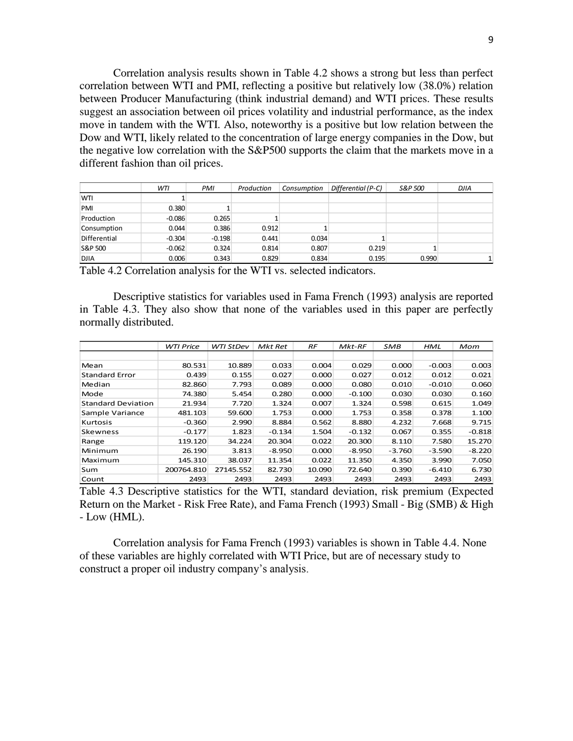Correlation analysis results shown in Table 4.2 shows a strong but less than perfect correlation between WTI and PMI, reflecting a positive but relatively low (38.0%) relation between Producer Manufacturing (think industrial demand) and WTI prices. These results suggest an association between oil prices volatility and industrial performance, as the index move in tandem with the WTI. Also, noteworthy is a positive but low relation between the Dow and WTI, likely related to the concentration of large energy companies in the Dow, but the negative low correlation with the S&P500 supports the claim that the markets move in a different fashion than oil prices.

| | *WTI* | *PMI* | *Production* | *Consumption* | *Differential (P-C)* | *S&P 500* | *DJIA* |
|---|---|---|---|---|---|---|---|
| WTI | 1 | | | | | | |
| PMI | 0.380 | 1 | | | | | |
| Production | -0.086 | 0.265 | 1 | | | | |
| Consumption | 0.044 | 0.386 | 0.912 | 1 | | | |
| Differential | -0.304 | -0.198 | 0.441 | 0.034 | 1 | | |
| S&P 500 | -0.062 | 0.324 | 0.814 | 0.807 | 0.219 | 1 | |
| DJIA | 0.006 | 0.343 | 0.829 | 0.834 | 0.195 | 0.990 | 1 |

Table 4.2 Correlation analysis for the WTI vs. selected indicators.

Descriptive statistics for variables used in Fama French (1993) analysis are reported in Table 4.3. They also show that none of the variables used in this paper are perfectly normally distributed.

| | *WTI Price* | *WTI StDev* | *Mkt Ret* | *RF* | *Mkt-RF* | *SMB* | *HML* | *Mom* |
|---|---|---|---|---|---|---|---|---|
| Mean | 80.531 | 10.889 | 0.033 | 0.004 | 0.029 | 0.000 | -0.003 | 0.003 |
| Standard Error | 0.439 | 0.155 | 0.027 | 0.000 | 0.027 | 0.012 | 0.012 | 0.021 |
| Median | 82.860 | 7.793 | 0.089 | 0.000 | 0.080 | 0.010 | -0.010 | 0.060 |
| Mode | 74.380 | 5.454 | 0.280 | 0.000 | -0.100 | 0.030 | 0.030 | 0.160 |
| Standard Deviation | 21.934 | 7.720 | 1.324 | 0.007 | 1.324 | 0.598 | 0.615 | 1.049 |
| Sample Variance | 481.103 | 59.600 | 1.753 | 0.000 | 1.753 | 0.358 | 0.378 | 1.100 |
| Kurtosis | -0.360 | 2.990 | 8.884 | 0.562 | 8.880 | 4.232 | 7.668 | 9.715 |
| Skewness | -0.177 | 1.823 | -0.134 | 1.504 | -0.132 | 0.067 | 0.355 | -0.818 |
| Range | 119.120 | 34.224 | 20.304 | 0.022 | 20.300 | 8.110 | 7.580 | 15.270 |
| Minimum | 26.190 | 3.813 | -8.950 | 0.000 | -8.950 | -3.760 | -3.590 | -8.220 |
| Maximum | 145.310 | 38.037 | 11.354 | 0.022 | 11.350 | 4.350 | 3.990 | 7.050 |
| Sum | 200764.810 | 27145.552 | 82.730 | 10.090 | 72.640 | 0.390 | -6.410 | 6.730 |
| Count | 2493 | 2493 | 2493 | 2493 | 2493 | 2493 | 2493 | 2493 |

Table 4.3 Descriptive statistics for the WTI, standard deviation, risk premium (Expected Return on the Market - Risk Free Rate), and Fama French (1993) Small - Big (SMB) & High - Low (HML).

Correlation analysis for Fama French (1993) variables is shown in Table 4.4. None of these variables are highly correlated with WTI Price, but are of necessary study to construct a proper oil industry company's analysis.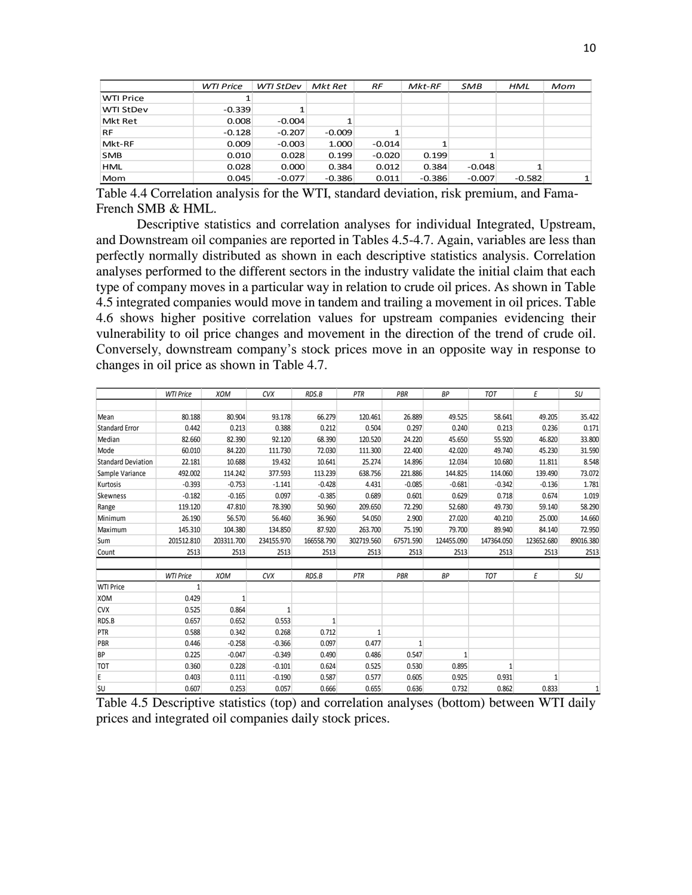| | WTI Price | WTI StDev | Mkt Ret | RF | Mkt-RF | SMB | HML | Mom |
|---|---|---|---|---|---|---|---|---|
| WTI Price | 1 | | | | | | | |
| WTI StDev | -0.339 | 1 | | | | | | |
| Mkt Ret | 0.008 | -0.004 | 1 | | | | | |
| RF | -0.128 | -0.207 | -0.009 | 1 | | | | |
| Mkt-RF | 0.009 | -0.003 | 1.000 | -0.014 | 1 | | | |
| SMB | 0.010 | 0.028 | 0.199 | -0.020 | 0.199 | 1 | | |
| HML | 0.028 | 0.000 | 0.384 | 0.012 | 0.384 | -0.048 | 1 | |
| Mom | 0.045 | -0.077 | -0.386 | 0.011 | -0.386 | -0.007 | -0.582 | 1 |

Table 4.4 Correlation analysis for the WTI, standard deviation, risk premium, and Fama-French SMB & HML.

Descriptive statistics and correlation analyses for individual Integrated, Upstream, and Downstream oil companies are reported in Tables 4.5-4.7. Again, variables are less than perfectly normally distributed as shown in each descriptive statistics analysis. Correlation analyses performed to the different sectors in the industry validate the initial claim that each type of company moves in a particular way in relation to crude oil prices. As shown in Table 4.5 integrated companies would move in tandem and trailing a movement in oil prices. Table 4.6 shows higher positive correlation values for upstream companies evidencing their vulnerability to oil price changes and movement in the direction of the trend of crude oil. Conversely, downstream company's stock prices move in an opposite way in response to changes in oil price as shown in Table 4.7.

| | WTI Price | XOM | CVX | RDS.B | PTR | PBR | BP | TOT | E | SU |
|---|---|---|---|---|---|---|---|---|---|---|
| Mean | 80.188 | 80.904 | 93.178 | 66.279 | 120.461 | 26.889 | 49.525 | 58.641 | 49.205 | 35.422 |
| Standard Error | 0.442 | 0.213 | 0.388 | 0.212 | 0.504 | 0.297 | 0.240 | 0.213 | 0.236 | 0.171 |
| Median | 82.660 | 82.390 | 92.120 | 68.390 | 120.520 | 24.220 | 45.650 | 55.920 | 46.820 | 33.800 |
| Mode | 60.010 | 84.220 | 111.730 | 72.030 | 111.300 | 22.400 | 42.020 | 49.740 | 45.230 | 31.590 |
| Standard Deviation | 22.181 | 10.688 | 19.432 | 10.641 | 25.274 | 14.896 | 12.034 | 10.680 | 11.811 | 8.548 |
| Sample Variance | 492.002 | 114.242 | 377.593 | 113.239 | 638.756 | 221.886 | 144.825 | 114.060 | 139.490 | 73.072 |
| Kurtosis | -0.393 | -0.753 | -1.141 | -0.428 | 4.431 | -0.085 | -0.681 | -0.342 | -0.136 | 1.781 |
| Skewness | -0.182 | -0.165 | 0.097 | -0.385 | 0.689 | 0.601 | 0.629 | 0.718 | 0.674 | 1.019 |
| Range | 119.120 | 47.810 | 78.390 | 50.960 | 209.650 | 72.290 | 52.680 | 49.730 | 59.140 | 58.290 |
| Minimum | 26.190 | 56.570 | 56.460 | 36.960 | 54.050 | 2.900 | 27.020 | 40.210 | 25.000 | 14.660 |
| Maximum | 145.310 | 104.380 | 134.850 | 87.920 | 263.700 | 75.190 | 79.700 | 89.940 | 84.140 | 72.950 |
| Sum | 201512.810 | 203311.700 | 234155.970 | 166558.790 | 302719.560 | 67571.590 | 124455.090 | 147364.050 | 123652.680 | 89016.380 |
| Count | 2513 | 2513 | 2513 | 2513 | 2513 | 2513 | 2513 | 2513 | 2513 | 2513 |

| | WTI Price | XOM | CVX | RDS.B | PTR | PBR | BP | TOT | E | SU |
|---|---|---|---|---|---|---|---|---|---|---|
| WTI Price | 1 | | | | | | | | | |
| XOM | 0.429 | 1 | | | | | | | | |
| CVX | 0.525 | 0.864 | 1 | | | | | | | |
| RDS.B | 0.657 | 0.652 | 0.553 | 1 | | | | | | |
| PTR | 0.588 | 0.342 | 0.268 | 0.712 | 1 | | | | | |
| PBR | 0.446 | -0.258 | -0.366 | 0.097 | 0.477 | 1 | | | | |
| BP | 0.225 | -0.047 | -0.349 | 0.490 | 0.486 | 0.547 | 1 | | | |
| TOT | 0.360 | 0.228 | -0.101 | 0.624 | 0.525 | 0.530 | 0.895 | 1 | | |
| E | 0.403 | 0.111 | -0.190 | 0.587 | 0.577 | 0.605 | 0.925 | 0.931 | 1 | |
| SU | 0.607 | 0.253 | 0.057 | 0.666 | 0.655 | 0.636 | 0.732 | 0.862 | 0.833 | 1 |

Table 4.5 Descriptive statistics (top) and correlation analyses (bottom) between WTI daily prices and integrated oil companies daily stock prices.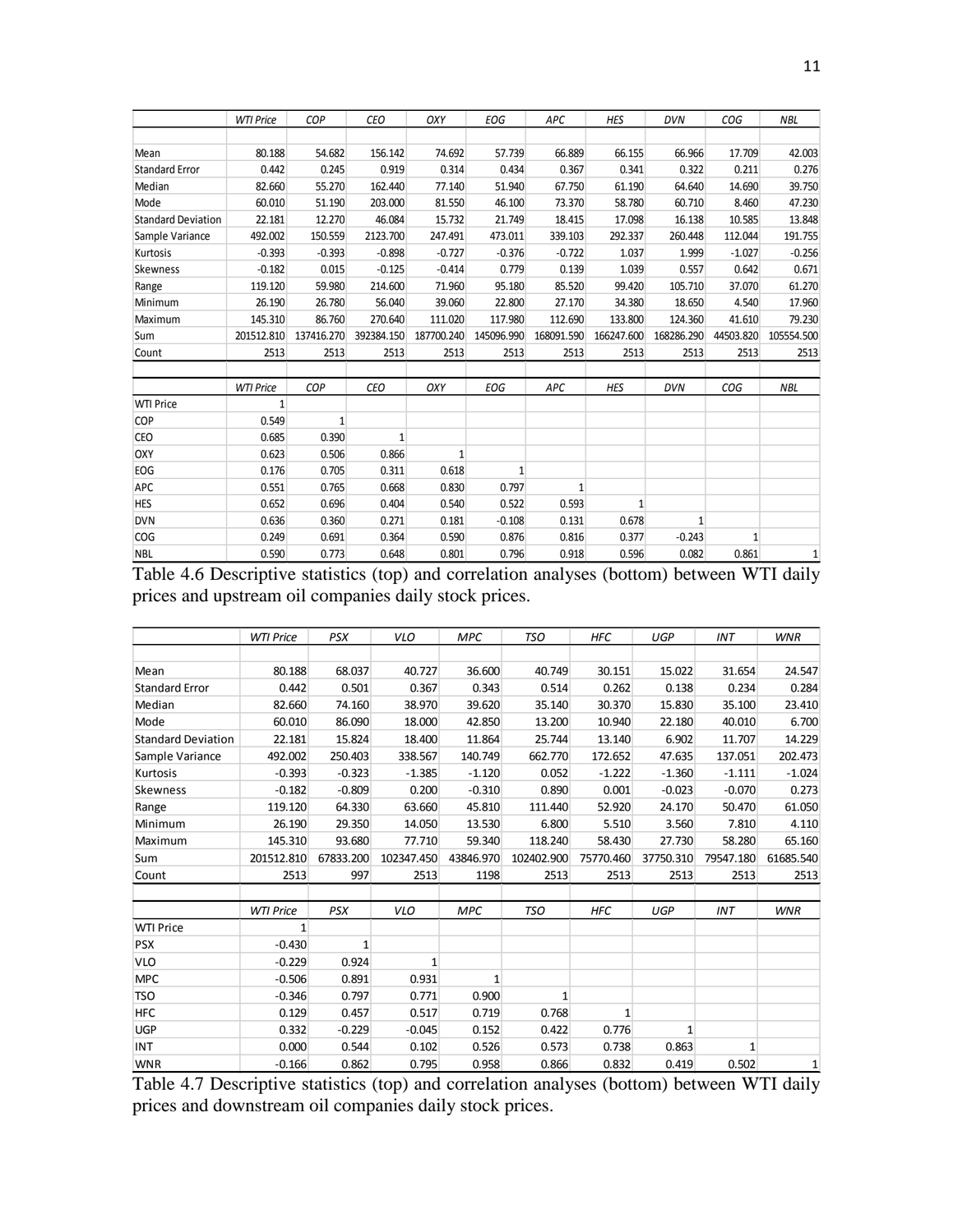| | WTI Price | COP | CEO | OXY | EOG | APC | HES | DVN | COG | NBL |
|---|---|---|---|---|---|---|---|---|---|---|
| Mean | 80.188 | 54.682 | 156.142 | 74.692 | 57.739 | 66.889 | 66.155 | 66.966 | 17.709 | 42.003 |
| Standard Error | 0.442 | 0.245 | 0.919 | 0.314 | 0.434 | 0.367 | 0.341 | 0.322 | 0.211 | 0.276 |
| Median | 82.660 | 55.270 | 162.440 | 77.140 | 51.940 | 67.750 | 61.190 | 64.640 | 14.690 | 39.750 |
| Mode | 60.010 | 51.190 | 203.000 | 81.550 | 46.100 | 73.370 | 58.780 | 60.710 | 8.460 | 47.230 |
| Standard Deviation | 22.181 | 12.270 | 46.084 | 15.732 | 21.749 | 18.415 | 17.098 | 16.138 | 10.585 | 13.848 |
| Sample Variance | 492.002 | 150.559 | 2123.700 | 247.491 | 473.011 | 339.103 | 292.337 | 260.448 | 112.044 | 191.755 |
| Kurtosis | -0.393 | -0.393 | -0.898 | -0.727 | -0.376 | -0.722 | 1.037 | 1.999 | -1.027 | -0.256 |
| Skewness | -0.182 | 0.015 | -0.125 | -0.414 | 0.779 | 0.139 | 1.039 | 0.557 | 0.642 | 0.671 |
| Range | 119.120 | 59.980 | 214.600 | 71.960 | 95.180 | 85.520 | 99.420 | 105.710 | 37.070 | 61.270 |
| Minimum | 26.190 | 26.780 | 56.040 | 39.060 | 22.800 | 27.170 | 34.380 | 18.650 | 4.540 | 17.960 |
| Maximum | 145.310 | 86.760 | 270.640 | 111.020 | 117.980 | 112.690 | 133.800 | 124.360 | 41.610 | 79.230 |
| Sum | 201512.810 | 137416.270 | 392384.150 | 187700.240 | 145096.990 | 168091.590 | 166247.600 | 168286.290 | 44503.820 | 105554.500 |
| Count | 2513 | 2513 | 2513 | 2513 | 2513 | 2513 | 2513 | 2513 | 2513 | 2513 |

| | WTI Price | COP | CEO | OXY | EOG | APC | HES | DVN | COG | NBL |
|---|---|---|---|---|---|---|---|---|---|---|
| WTI Price | 1 | | | | | | | | | |
| COP | 0.549 | 1 | | | | | | | | |
| CEO | 0.685 | 0.390 | 1 | | | | | | | |
| OXY | 0.623 | 0.506 | 0.866 | 1 | | | | | | |
| EOG | 0.176 | 0.705 | 0.311 | 0.618 | 1 | | | | | |
| APC | 0.551 | 0.765 | 0.668 | 0.830 | 0.797 | 1 | | | | |
| HES | 0.652 | 0.696 | 0.404 | 0.540 | 0.522 | 0.593 | 1 | | | |
| DVN | 0.636 | 0.360 | 0.271 | 0.181 | -0.108 | 0.131 | 0.678 | 1 | | |
| COG | 0.249 | 0.691 | 0.364 | 0.590 | 0.876 | 0.816 | 0.377 | -0.243 | 1 | |
| NBL | 0.590 | 0.773 | 0.648 | 0.801 | 0.796 | 0.918 | 0.596 | 0.082 | 0.861 | 1 |

Table 4.6 Descriptive statistics (top) and correlation analyses (bottom) between WTI daily prices and upstream oil companies daily stock prices.

| | WTI Price | PSX | VLO | MPC | TSO | HFC | UGP | INT | WNR |
|---|---|---|---|---|---|---|---|---|---|
| Mean | 80.188 | 68.037 | 40.727 | 36.600 | 40.749 | 30.151 | 15.022 | 31.654 | 24.547 |
| Standard Error | 0.442 | 0.501 | 0.367 | 0.343 | 0.514 | 0.262 | 0.138 | 0.234 | 0.284 |
| Median | 82.660 | 74.160 | 38.970 | 39.620 | 35.140 | 30.370 | 15.830 | 35.100 | 23.410 |
| Mode | 60.010 | 86.090 | 18.000 | 42.850 | 13.200 | 10.940 | 22.180 | 40.010 | 6.700 |
| Standard Deviation | 22.181 | 15.824 | 18.400 | 11.864 | 25.744 | 13.140 | 6.902 | 11.707 | 14.229 |
| Sample Variance | 492.002 | 250.403 | 338.567 | 140.749 | 662.770 | 172.652 | 47.635 | 137.051 | 202.473 |
| Kurtosis | -0.393 | -0.323 | -1.385 | -1.120 | 0.052 | -1.222 | -1.360 | -1.111 | -1.024 |
| Skewness | -0.182 | -0.809 | 0.200 | -0.310 | 0.890 | 0.001 | -0.023 | -0.070 | 0.273 |
| Range | 119.120 | 64.330 | 63.660 | 45.810 | 111.440 | 52.920 | 24.170 | 50.470 | 61.050 |
| Minimum | 26.190 | 29.350 | 14.050 | 13.530 | 6.800 | 5.510 | 3.560 | 7.810 | 4.110 |
| Maximum | 145.310 | 93.680 | 77.710 | 59.340 | 118.240 | 58.430 | 27.730 | 58.280 | 65.160 |
| Sum | 201512.810 | 67833.200 | 102347.450 | 43846.970 | 102402.900 | 75770.460 | 37750.310 | 79547.180 | 61685.540 |
| Count | 2513 | 997 | 2513 | 1198 | 2513 | 2513 | 2513 | 2513 | 2513 |

| | WTI Price | PSX | VLO | MPC | TSO | HFC | UGP | INT | WNR |
|---|---|---|---|---|---|---|---|---|---|
| WTI Price | 1 | | | | | | | | |
| PSX | -0.430 | 1 | | | | | | | |
| VLO | -0.229 | 0.924 | 1 | | | | | | |
| MPC | -0.506 | 0.891 | 0.931 | 1 | | | | | |
| TSO | -0.346 | 0.797 | 0.771 | 0.900 | 1 | | | | |
| HFC | 0.129 | 0.457 | 0.517 | 0.719 | 0.768 | 1 | | | |
| UGP | 0.332 | -0.229 | -0.045 | 0.152 | 0.422 | 0.776 | 1 | | |
| INT | 0.000 | 0.544 | 0.102 | 0.526 | 0.573 | 0.738 | 0.863 | 1 | |
| WNR | -0.166 | 0.862 | 0.795 | 0.958 | 0.866 | 0.832 | 0.419 | 0.502 | 1 |

Table 4.7 Descriptive statistics (top) and correlation analyses (bottom) between WTI daily prices and downstream oil companies daily stock prices.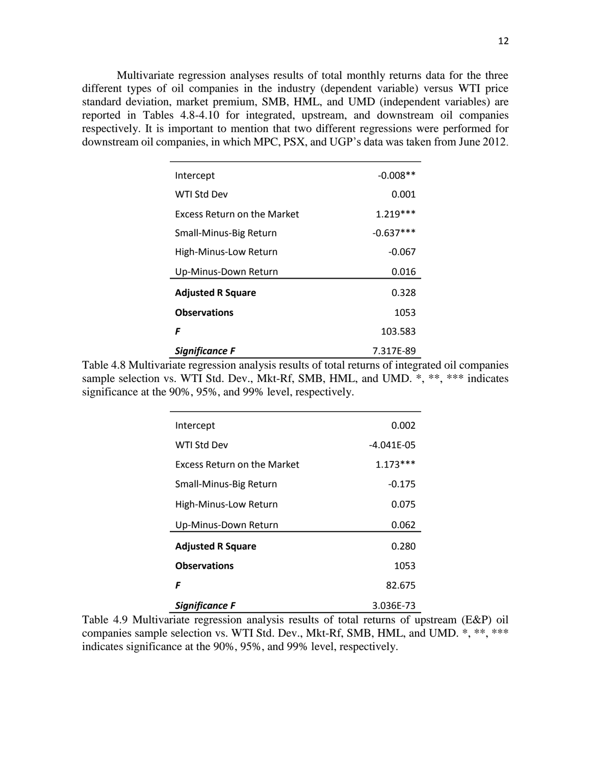Multivariate regression analyses results of total monthly returns data for the three different types of oil companies in the industry (dependent variable) versus WTI price standard deviation, market premium, SMB, HML, and UMD (independent variables) are reported in Tables 4.8-4.10 for integrated, upstream, and downstream oil companies respectively. It is important to mention that two different regressions were performed for downstream oil companies, in which MPC, PSX, and UGP's data was taken from June 2012.

| | |
|---|---|
| Intercept | -0.008** |
| WTI Std Dev | 0.001 |
| Excess Return on the Market | 1.219*** |
| Small-Minus-Big Return | -0.637*** |
| High-Minus-Low Return | -0.067 |
| Up-Minus-Down Return | 0.016 |
| **Adjusted R Square** | 0.328 |
| **Observations** | 1053 |
| ***F*** | 103.583 |
| ***Significance F*** | 7.317E-89 |

Table 4.8 Multivariate regression analysis results of total returns of integrated oil companies sample selection vs. WTI Std. Dev., Mkt-Rf, SMB, HML, and UMD. *, **, *** indicates significance at the 90%, 95%, and 99% level, respectively.

| | |
|---|---|
| Intercept | 0.002 |
| WTI Std Dev | -4.041E-05 |
| Excess Return on the Market | 1.173*** |
| Small-Minus-Big Return | -0.175 |
| High-Minus-Low Return | 0.075 |
| Up-Minus-Down Return | 0.062 |
| **Adjusted R Square** | 0.280 |
| **Observations** | 1053 |
| ***F*** | 82.675 |
| ***Significance F*** | 3.036E-73 |

Table 4.9 Multivariate regression analysis results of total returns of upstream (E&P) oil companies sample selection vs. WTI Std. Dev., Mkt-Rf, SMB, HML, and UMD. *, **, *** indicates significance at the 90%, 95%, and 99% level, respectively.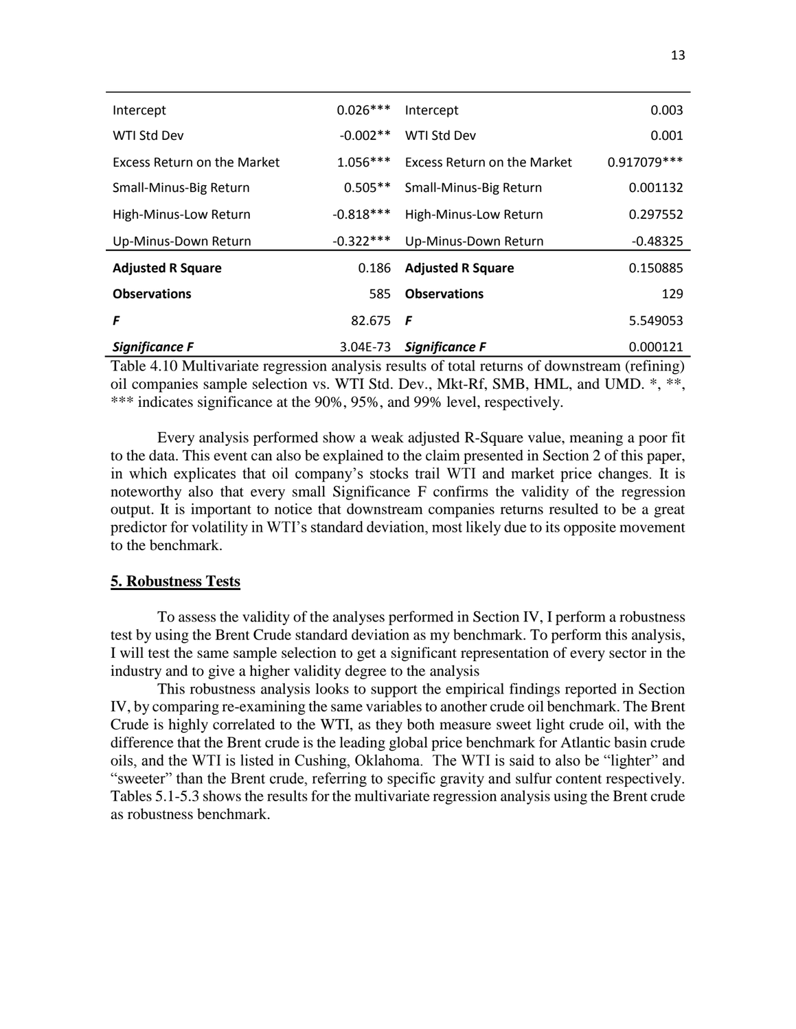| | | | |
|---|---|---|---|
| Intercept | 0.026*** | Intercept | 0.003 |
| WTI Std Dev | -0.002** | WTI Std Dev | 0.001 |
| Excess Return on the Market | 1.056*** | Excess Return on the Market | 0.917079*** |
| Small-Minus-Big Return | 0.505** | Small-Minus-Big Return | 0.001132 |
| High-Minus-Low Return | -0.818*** | High-Minus-Low Return | 0.297552 |
| Up-Minus-Down Return | -0.322*** | Up-Minus-Down Return | -0.48325 |
| **Adjusted R Square** | 0.186 | **Adjusted R Square** | 0.150885 |
| **Observations** | 585 | **Observations** | 129 |
| ***F*** | 82.675 | ***F*** | 5.549053 |
| ***Significance F*** | 3.04E-73 | ***Significance F*** | 0.000121 |

Table 4.10 Multivariate regression analysis results of total returns of downstream (refining) oil companies sample selection vs. WTI Std. Dev., Mkt-Rf, SMB, HML, and UMD. *, **, *** indicates significance at the 90%, 95%, and 99% level, respectively.

Every analysis performed show a weak adjusted R-Square value, meaning a poor fit to the data. This event can also be explained to the claim presented in Section 2 of this paper, in which explicates that oil company's stocks trail WTI and market price changes. It is noteworthy also that every small Significance F confirms the validity of the regression output. It is important to notice that downstream companies returns resulted to be a great predictor for volatility in WTI's standard deviation, most likely due to its opposite movement to the benchmark.

## 5. Robustness Tests

To assess the validity of the analyses performed in Section IV, I perform a robustness test by using the Brent Crude standard deviation as my benchmark. To perform this analysis, I will test the same sample selection to get a significant representation of every sector in the industry and to give a higher validity degree to the analysis

This robustness analysis looks to support the empirical findings reported in Section IV, by comparing re-examining the same variables to another crude oil benchmark. The Brent Crude is highly correlated to the WTI, as they both measure sweet light crude oil, with the difference that the Brent crude is the leading global price benchmark for Atlantic basin crude oils, and the WTI is listed in Cushing, Oklahoma. The WTI is said to also be "lighter" and "sweeter" than the Brent crude, referring to specific gravity and sulfur content respectively. Tables 5.1-5.3 shows the results for the multivariate regression analysis using the Brent crude as robustness benchmark.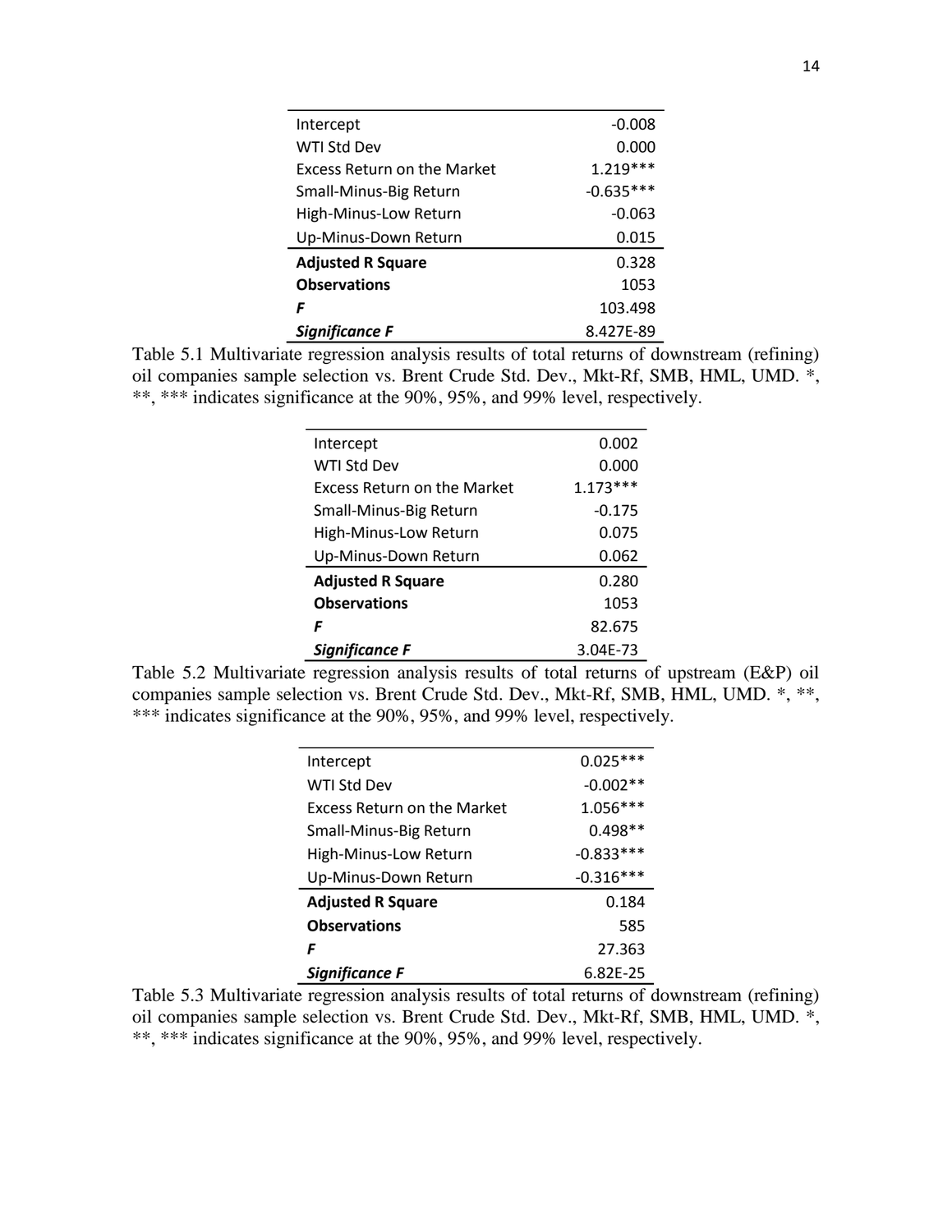| | |
|---|---|
| Intercept | -0.008 |
| WTI Std Dev | 0.000 |
| Excess Return on the Market | 1.219*** |
| Small-Minus-Big Return | -0.635*** |
| High-Minus-Low Return | -0.063 |
| Up-Minus-Down Return | 0.015 |
| **Adjusted R Square** | 0.328 |
| **Observations** | 1053 |
| ***F*** | 103.498 |
| ***Significance F*** | 8.427E-89 |

Table 5.1 Multivariate regression analysis results of total returns of downstream (refining) oil companies sample selection vs. Brent Crude Std. Dev., Mkt-Rf, SMB, HML, UMD. *, **, *** indicates significance at the 90%, 95%, and 99% level, respectively.

| | |
|---|---|
| Intercept | 0.002 |
| WTI Std Dev | 0.000 |
| Excess Return on the Market | 1.173*** |
| Small-Minus-Big Return | -0.175 |
| High-Minus-Low Return | 0.075 |
| Up-Minus-Down Return | 0.062 |
| **Adjusted R Square** | 0.280 |
| **Observations** | 1053 |
| ***F*** | 82.675 |
| ***Significance F*** | 3.04E-73 |

Table 5.2 Multivariate regression analysis results of total returns of upstream (E&P) oil companies sample selection vs. Brent Crude Std. Dev., Mkt-Rf, SMB, HML, UMD. *, **, *** indicates significance at the 90%, 95%, and 99% level, respectively.

| | |
|---|---|
| Intercept | 0.025*** |
| WTI Std Dev | -0.002** |
| Excess Return on the Market | 1.056*** |
| Small-Minus-Big Return | 0.498** |
| High-Minus-Low Return | -0.833*** |
| Up-Minus-Down Return | -0.316*** |
| **Adjusted R Square** | 0.184 |
| **Observations** | 585 |
| ***F*** | 27.363 |
| ***Significance F*** | 6.82E-25 |

Table 5.3 Multivariate regression analysis results of total returns of downstream (refining) oil companies sample selection vs. Brent Crude Std. Dev., Mkt-Rf, SMB, HML, UMD. *, **, *** indicates significance at the 90%, 95%, and 99% level, respectively.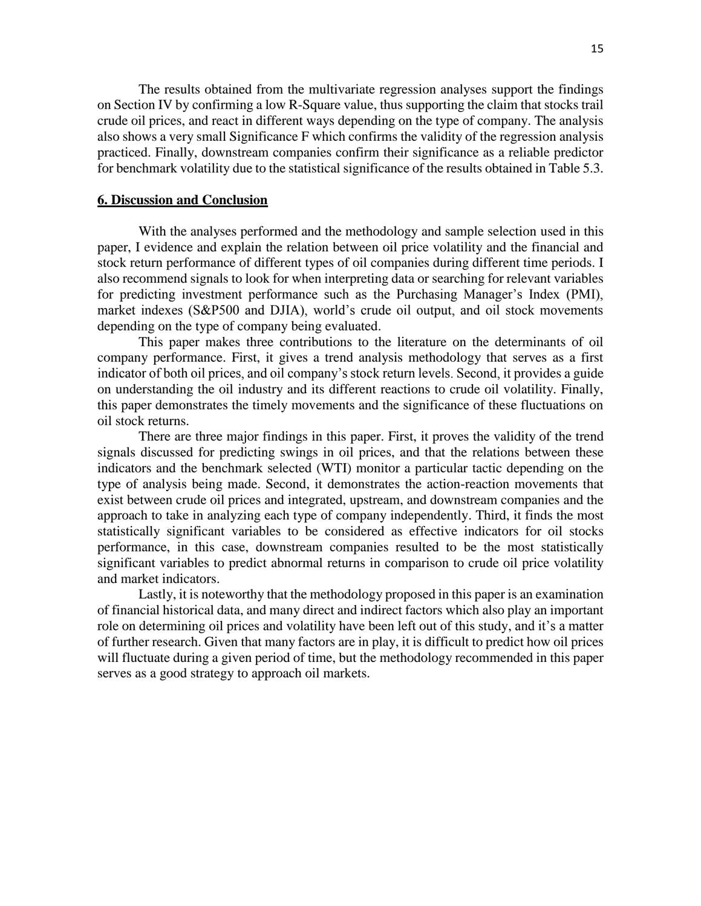The results obtained from the multivariate regression analyses support the findings on Section IV by confirming a low R-Square value, thus supporting the claim that stocks trail crude oil prices, and react in different ways depending on the type of company. The analysis also shows a very small Significance F which confirms the validity of the regression analysis practiced. Finally, downstream companies confirm their significance as a reliable predictor for benchmark volatility due to the statistical significance of the results obtained in Table 5.3.

## 6. Discussion and Conclusion

With the analyses performed and the methodology and sample selection used in this paper, I evidence and explain the relation between oil price volatility and the financial and stock return performance of different types of oil companies during different time periods. I also recommend signals to look for when interpreting data or searching for relevant variables for predicting investment performance such as the Purchasing Manager's Index (PMI), market indexes (S&P500 and DJIA), world's crude oil output, and oil stock movements depending on the type of company being evaluated.

This paper makes three contributions to the literature on the determinants of oil company performance. First, it gives a trend analysis methodology that serves as a first indicator of both oil prices, and oil company's stock return levels. Second, it provides a guide on understanding the oil industry and its different reactions to crude oil volatility. Finally, this paper demonstrates the timely movements and the significance of these fluctuations on oil stock returns.

There are three major findings in this paper. First, it proves the validity of the trend signals discussed for predicting swings in oil prices, and that the relations between these indicators and the benchmark selected (WTI) monitor a particular tactic depending on the type of analysis being made. Second, it demonstrates the action-reaction movements that exist between crude oil prices and integrated, upstream, and downstream companies and the approach to take in analyzing each type of company independently. Third, it finds the most statistically significant variables to be considered as effective indicators for oil stocks performance, in this case, downstream companies resulted to be the most statistically significant variables to predict abnormal returns in comparison to crude oil price volatility and market indicators.

Lastly, it is noteworthy that the methodology proposed in this paper is an examination of financial historical data, and many direct and indirect factors which also play an important role on determining oil prices and volatility have been left out of this study, and it's a matter of further research. Given that many factors are in play, it is difficult to predict how oil prices will fluctuate during a given period of time, but the methodology recommended in this paper serves as a good strategy to approach oil markets.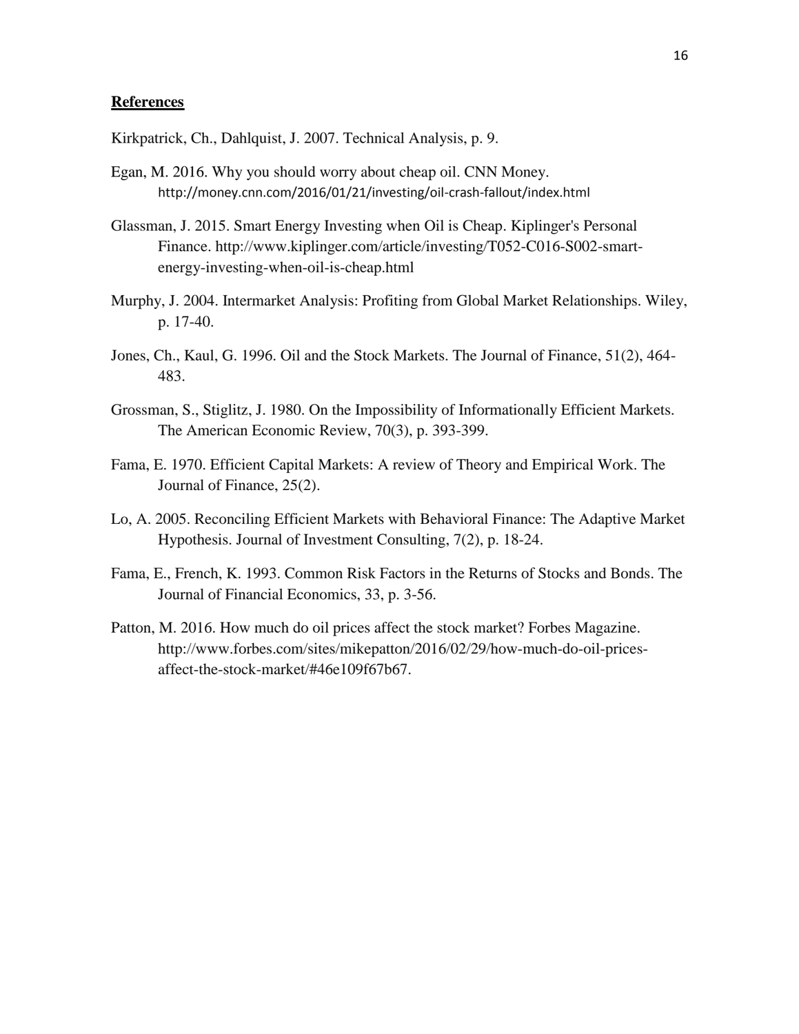**References**

Kirkpatrick, Ch., Dahlquist, J. 2007. Technical Analysis, p. 9.

Egan, M. 2016. Why you should worry about cheap oil. CNN Money. http://money.cnn.com/2016/01/21/investing/oil-crash-fallout/index.html

Glassman, J. 2015. Smart Energy Investing when Oil is Cheap. Kiplinger's Personal Finance. http://www.kiplinger.com/article/investing/T052-C016-S002-smart-energy-investing-when-oil-is-cheap.html

Murphy, J. 2004. Intermarket Analysis: Profiting from Global Market Relationships. Wiley, p. 17-40.

Jones, Ch., Kaul, G. 1996. Oil and the Stock Markets. The Journal of Finance, 51(2), 464-483.

Grossman, S., Stiglitz, J. 1980. On the Impossibility of Informationally Efficient Markets. The American Economic Review, 70(3), p. 393-399.

Fama, E. 1970. Efficient Capital Markets: A review of Theory and Empirical Work. The Journal of Finance, 25(2).

Lo, A. 2005. Reconciling Efficient Markets with Behavioral Finance: The Adaptive Market Hypothesis. Journal of Investment Consulting, 7(2), p. 18-24.

Fama, E., French, K. 1993. Common Risk Factors in the Returns of Stocks and Bonds. The Journal of Financial Economics, 33, p. 3-56.

Patton, M. 2016. How much do oil prices affect the stock market? Forbes Magazine. http://www.forbes.com/sites/mikepatton/2016/02/29/how-much-do-oil-prices-affect-the-stock-market/#46e109f67b67.